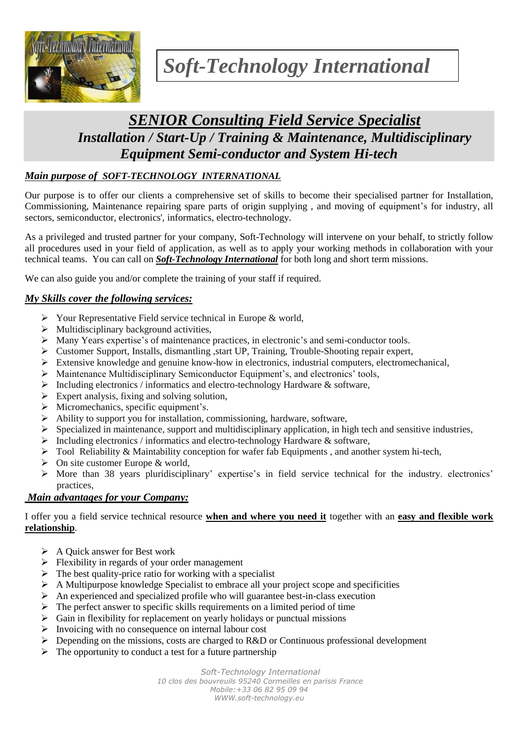# *Soft-Technology International*

## ***SENIOR Consulting Field Service Specialist***

### ***Installation / Start-Up / Training & Maintenance, Multidisciplinary Equipment Semi-conductor and System Hi-tech***

***Main purpose of SOFT-TECHNOLOGY INTERNATIONAL***

Our purpose is to offer our clients a comprehensive set of skills to become their specialised partner for Installation, Commissioning, Maintenance repairing spare parts of origin supplying , and moving of equipment's for industry, all sectors, semiconductor, electronics', informatics, electro-technology.

As a privileged and trusted partner for your company, Soft-Technology will intervene on your behalf, to strictly follow all procedures used in your field of application, as well as to apply your working methods in collaboration with your technical teams. You can call on ***Soft-Technology International*** for both long and short term missions.

We can also guide you and/or complete the training of your staff if required.

***My Skills cover the following services:***

- Your Representative Field service technical in Europe & world,
- Multidisciplinary background activities,
- Many Years expertise's of maintenance practices, in electronic's and semi-conductor tools.
- Customer Support, Installs, dismantling ,start UP, Training, Trouble-Shooting repair expert,
- Extensive knowledge and genuine know-how in electronics, industrial computers, electromechanical,
- Maintenance Multidisciplinary Semiconductor Equipment's, and electronics' tools,
- Including electronics / informatics and electro-technology Hardware & software,
- Expert analysis, fixing and solving solution,
- Micromechanics, specific equipment's.
- Ability to support you for installation, commissioning, hardware, software,
- Specialized in maintenance, support and multidisciplinary application, in high tech and sensitive industries,
- Including electronics / informatics and electro-technology Hardware & software,
- Tool Reliability & Maintability conception for wafer fab Equipments , and another system hi-tech,
- On site customer Europe & world,
- More than 38 years pluridisciplinary' expertise's in field service technical for the industry. electronics' practices,

***Main advantages for your Company:***

I offer you a field service technical resource **when and where you need it** together with an **easy and flexible work relationship**.

- A Quick answer for Best work
- Flexibility in regards of your order management
- The best quality-price ratio for working with a specialist
- A Multipurpose knowledge Specialist to embrace all your project scope and specificities
- An experienced and specialized profile who will guarantee best-in-class execution
- The perfect answer to specific skills requirements on a limited period of time
- Gain in flexibility for replacement on yearly holidays or punctual missions
- Invoicing with no consequence on internal labour cost
- Depending on the missions, costs are charged to R&D or Continuous professional development
- The opportunity to conduct a test for a future partnership

*Soft-Technology International*
*10 clos des bouvreuils 95240 Cormeilles en parisis France*
*Mobile:+33 06 82 95 09 94*
*WWW.soft-technology.eu*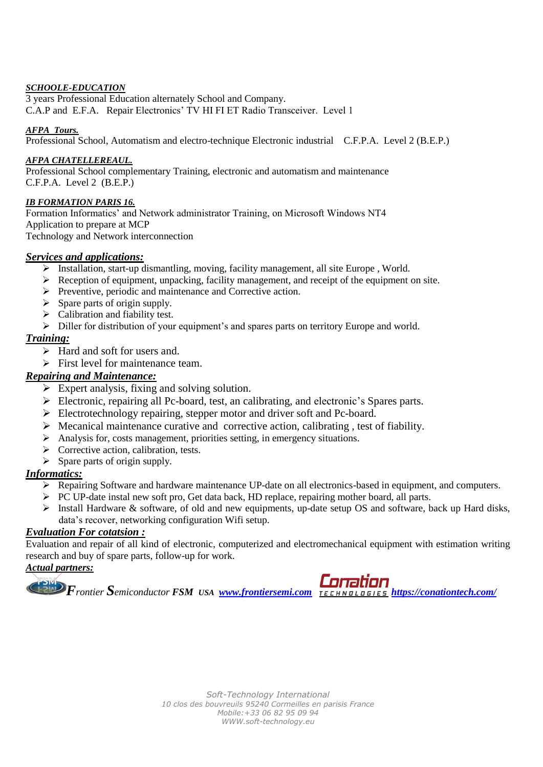***SCHOOLE-EDUCATION***

3 years Professional Education alternately School and Company.
C.A.P and E.F.A. Repair Electronics' TV HI FI ET Radio Transceiver. Level 1

***AFPA Tours.***

Professional School, Automatism and electro-technique Electronic industrial C.F.P.A. Level 2 (B.E.P.)

***AFPA CHATELLEREAUL.***

Professional School complementary Training, electronic and automatism and maintenance
C.F.P.A. Level 2 (B.E.P.)

***IB FORMATION PARIS 16.***

Formation Informatics' and Network administrator Training, on Microsoft Windows NT4
Application to prepare at MCP
Technology and Network interconnection

## ***Services and applications:***

- Installation, start-up dismantling, moving, facility management, all site Europe , World.
- Reception of equipment, unpacking, facility management, and receipt of the equipment on site.
- Preventive, periodic and maintenance and Corrective action.
- Spare parts of origin supply.
- Calibration and fiability test.
- Diller for distribution of your equipment's and spares parts on territory Europe and world.

## ***Training:***

- Hard and soft for users and.
- First level for maintenance team.

## ***Repairing and Maintenance:***

- Expert analysis, fixing and solving solution.
- Electronic, repairing all Pc-board, test, an calibrating, and electronic's Spares parts.
- Electrotechnology repairing, stepper motor and driver soft and Pc-board.
- Mecanical maintenance curative and corrective action, calibrating , test of fiability.
- Analysis for, costs management, priorities setting, in emergency situations.
- Corrective action, calibration, tests.
- Spare parts of origin supply.

## ***Informatics:***

- Repairing Software and hardware maintenance UP-date on all electronics-based in equipment, and computers.
- PC UP-date instal new soft pro, Get data back, HD replace, repairing mother board, all parts.
- Install Hardware & software, of old and new equipments, up-date setup OS and software, back up Hard disks, data's recover, networking configuration Wifi setup.

## ***Evaluation For cotatsion :***

Evaluation and repair of all kind of electronic, computerized and electromechanical equipment with estimation writing research and buy of spare parts, follow-up for work.

***Actual partners:***

FSM ***F****rontier* ***S****emiconductor* ***FSM*** ***USA*** ***www.frontiersemi.com*** Conation TECHNOLOGIES ***https://conationtech.com/***

*Soft-Technology International*
*10 clos des bouvreuils 95240 Cormeilles en parisis France*
*Mobile:+33 06 82 95 09 94*
*WWW.soft-technology.eu*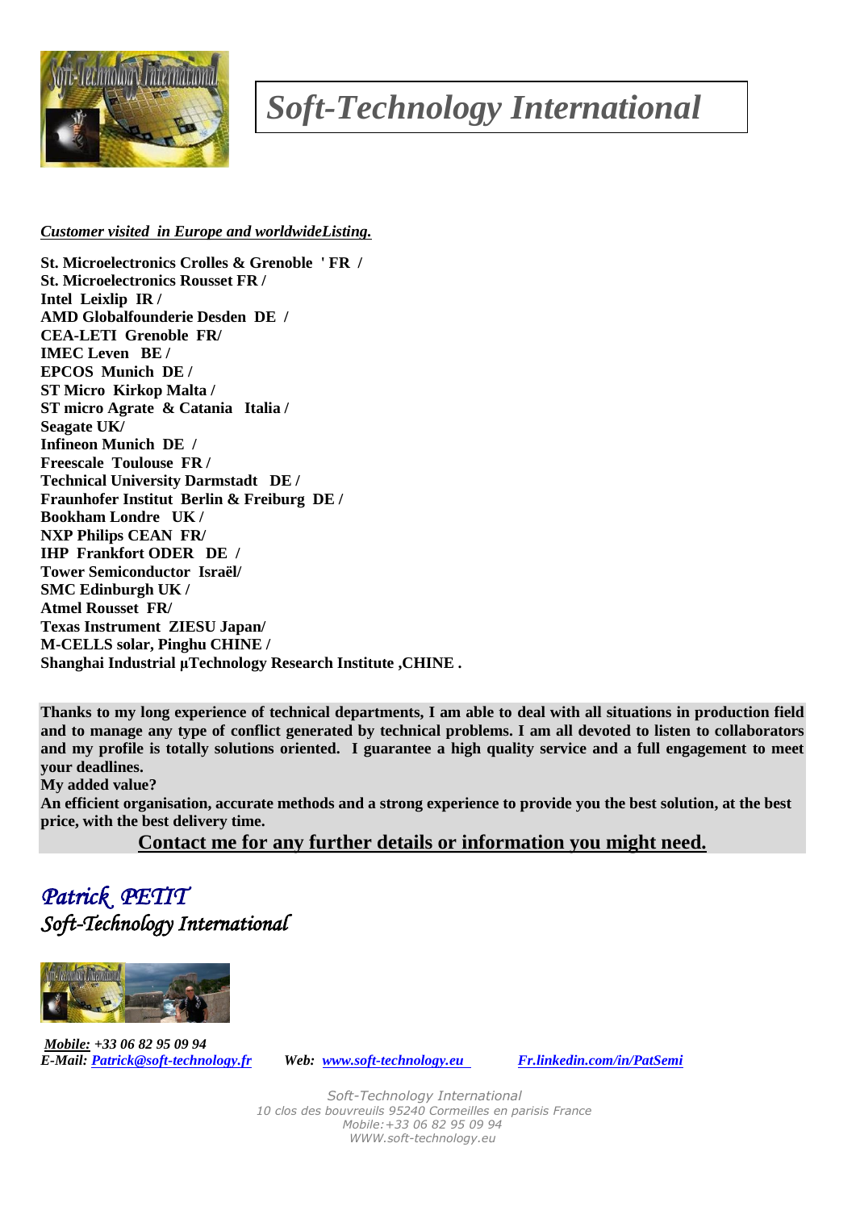# *Soft-Technology International*

***Customer visited in Europe and worldwideListing.***

**St. Microelectronics Crolles & Grenoble ' FR /**
**St. Microelectronics Rousset FR /**
**Intel Leixlip IR /**
**AMD Globalfounderie Desden DE /**
**CEA-LETI Grenoble FR/**
**IMEC Leven BE /**
**EPCOS Munich DE /**
**ST Micro Kirkop Malta /**
**ST micro Agrate & Catania Italia /**
**Seagate UK/**
**Infineon Munich DE /**
**Freescale Toulouse FR /**
**Technical University Darmstadt DE /**
**Fraunhofer Institut Berlin & Freiburg DE /**
**Bookham Londre UK /**
**NXP Philips CEAN FR/**
**IHP Frankfort ODER DE /**
**Tower Semiconductor Israël/**
**SMC Edinburgh UK /**
**Atmel Rousset FR/**
**Texas Instrument ZIESU Japan/**
**M-CELLS solar, Pinghu CHINE /**
**Shanghai Industrial µTechnology Research Institute ,CHINE .**

**Thanks to my long experience of technical departments, I am able to deal with all situations in production field and to manage any type of conflict generated by technical problems. I am all devoted to listen to collaborators and my profile is totally solutions oriented. I guarantee a high quality service and a full engagement to meet your deadlines.**

**My added value?**

**An efficient organisation, accurate methods and a strong experience to provide you the best solution, at the best price, with the best delivery time.**

**Contact me for any further details or information you might need.**

*Patrick PETIT*
*Soft-Technology International*

***Mobile:*** ***+33 06 82 95 09 94***
***E-Mail:*** ***Patrick@soft-technology.fr*** ***Web:*** ***www.soft-technology.eu*** ***Fr.linkedin.com/in/PatSemi***

*Soft-Technology International*
*10 clos des bouvreuils 95240 Cormeilles en parisis France*
*Mobile:+33 06 82 95 09 94*
*WWW.soft-technology.eu*